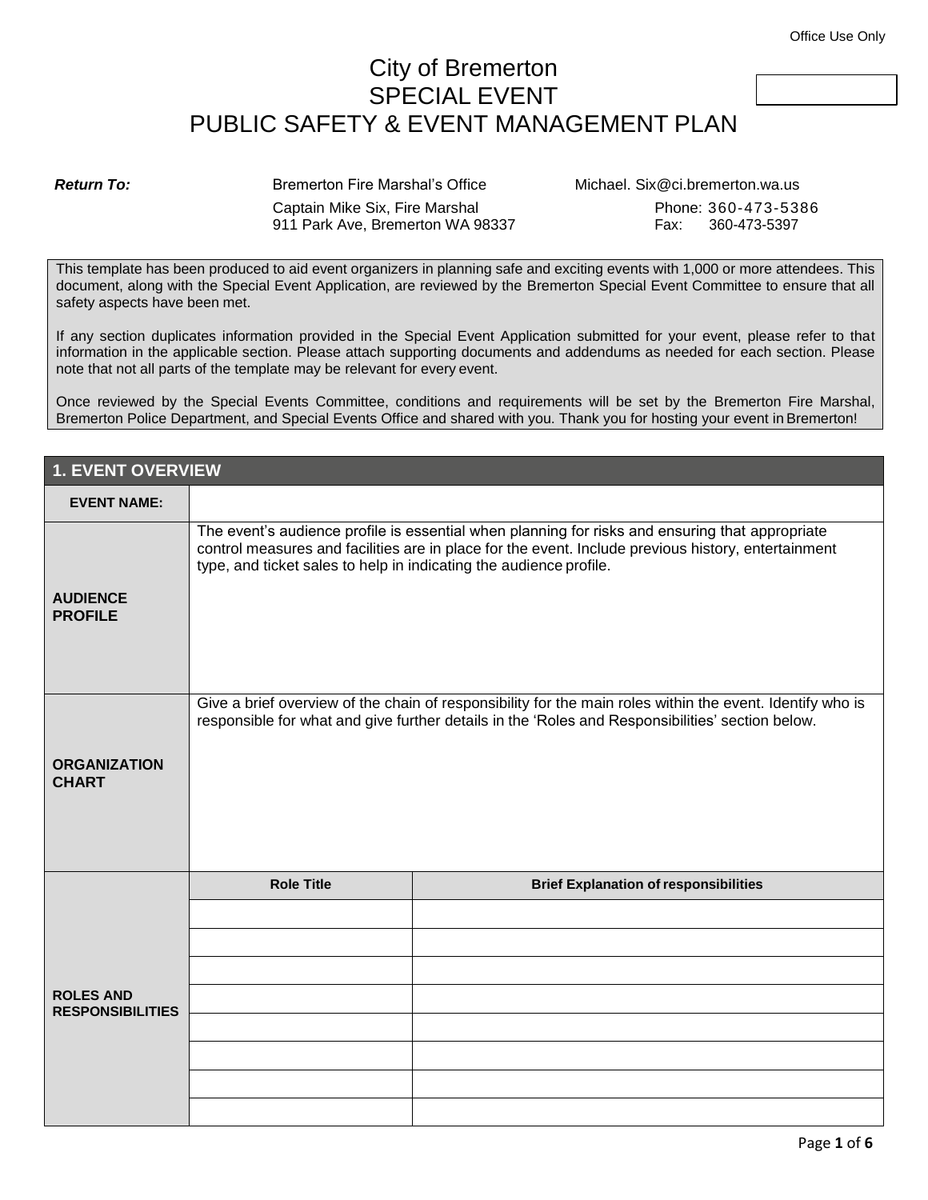Office Use Only

# City of Bremerton
# SPECIAL EVENT
# PUBLIC SAFETY & EVENT MANAGEMENT PLAN

***Return To:*** Bremerton Fire Marshal's Office — Michael. Six@ci.bremerton.wa.us

Captain Mike Six, Fire Marshal — Phone: 360-473-5386

911 Park Ave, Bremerton WA 98337 — Fax: 360-473-5397

This template has been produced to aid event organizers in planning safe and exciting events with 1,000 or more attendees. This document, along with the Special Event Application, are reviewed by the Bremerton Special Event Committee to ensure that all safety aspects have been met.

If any section duplicates information provided in the Special Event Application submitted for your event, please refer to that information in the applicable section. Please attach supporting documents and addendums as needed for each section. Please note that not all parts of the template may be relevant for every event.

Once reviewed by the Special Events Committee, conditions and requirements will be set by the Bremerton Fire Marshal, Bremerton Police Department, and Special Events Office and shared with you. Thank you for hosting your event in Bremerton!

## 1. EVENT OVERVIEW

| | |
|---|---|
| **EVENT NAME:** | |
| **AUDIENCE PROFILE** | The event's audience profile is essential when planning for risks and ensuring that appropriate control measures and facilities are in place for the event. Include previous history, entertainment type, and ticket sales to help in indicating the audience profile. |
| **ORGANIZATION CHART** | Give a brief overview of the chain of responsibility for the main roles within the event. Identify who is responsible for what and give further details in the 'Roles and Responsibilities' section below. |

| | Role Title | Brief Explanation of responsibilities |
|---|---|---|
| **ROLES AND RESPONSIBILITIES** | | |
| | | |
| | | |
| | | |
| | | |
| | | |
| | | |
| | | |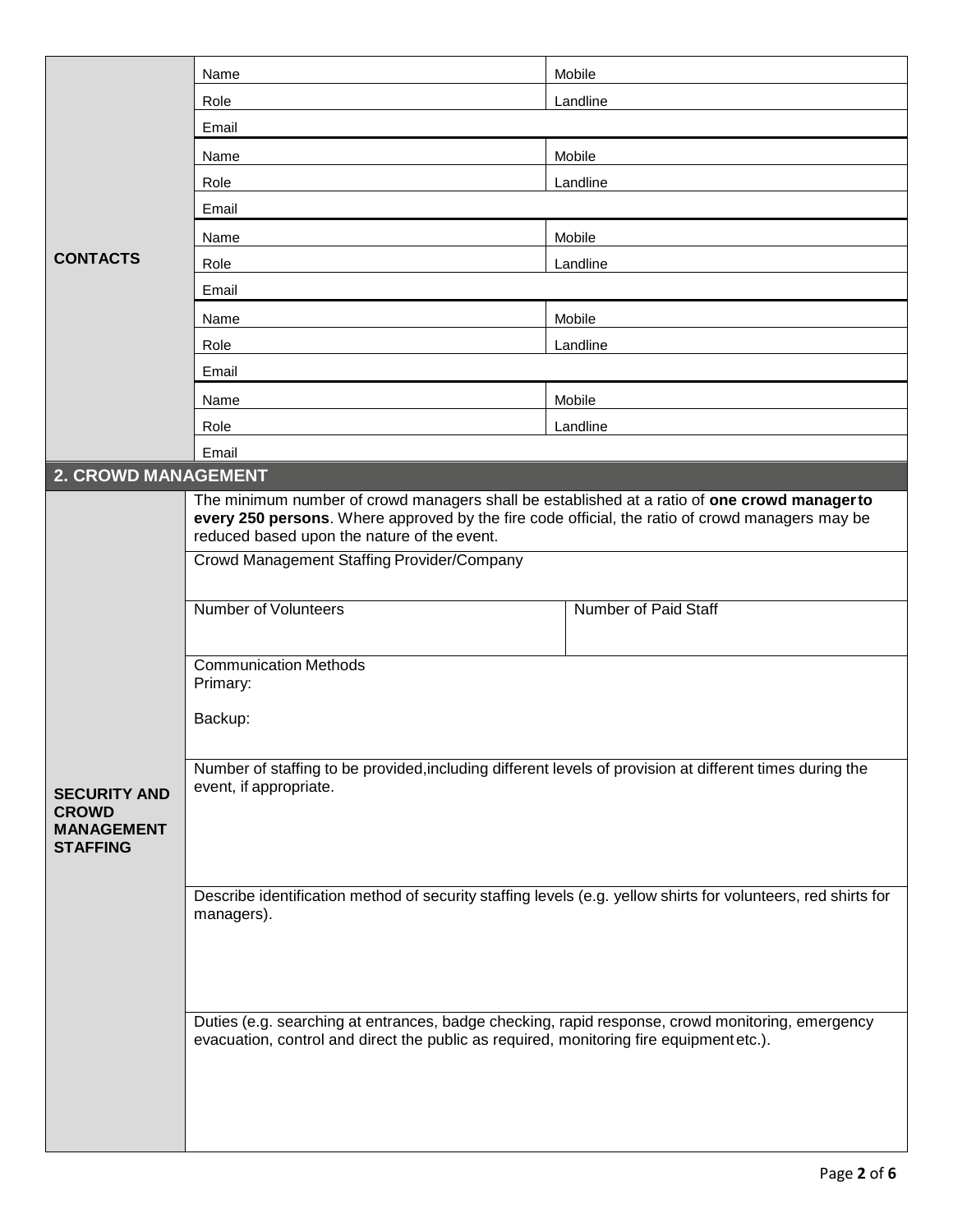| CONTACTS | | |
|---|---|---|
| | Name | Mobile |
| | Role | Landline |
| | Email | |
| | Name | Mobile |
| | Role | Landline |
| | Email | |
| | Name | Mobile |
| | Role | Landline |
| | Email | |
| | Name | Mobile |
| | Role | Landline |
| | Email | |
| | Name | Mobile |
| | Role | Landline |
| | Email | |

## 2. CROWD MANAGEMENT

| SECURITY AND CROWD MANAGEMENT STAFFING | | |
|---|---|---|
| | The minimum number of crowd managers shall be established at a ratio of **one crowd manager to every 250 persons**. Where approved by the fire code official, the ratio of crowd managers may be reduced based upon the nature of the event. | |
| | Crowd Management Staffing Provider/Company | |
| | Number of Volunteers | Number of Paid Staff |
| | Communication Methods<br>Primary:<br><br>Backup: | |
| | Number of staffing to be provided, including different levels of provision at different times during the event, if appropriate. | |
| | Describe identification method of security staffing levels (e.g. yellow shirts for volunteers, red shirts for managers). | |
| | Duties (e.g. searching at entrances, badge checking, rapid response, crowd monitoring, emergency evacuation, control and direct the public as required, monitoring fire equipment etc.). | |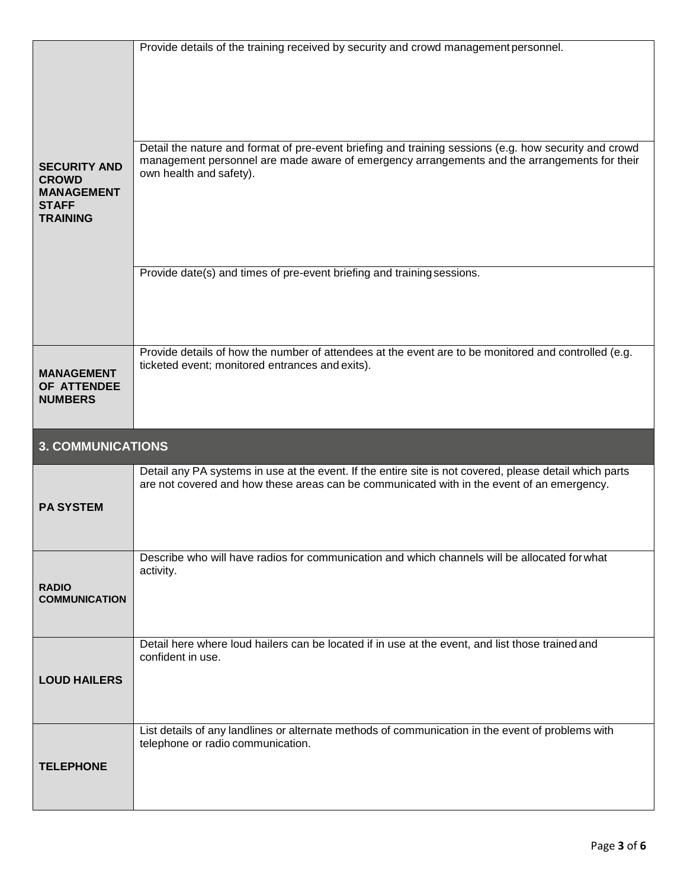| | |
|---|---|
| **SECURITY AND CROWD MANAGEMENT STAFF TRAINING** | Provide details of the training received by security and crowd management personnel. |
| | Detail the nature and format of pre-event briefing and training sessions (e.g. how security and crowd management personnel are made aware of emergency arrangements and the arrangements for their own health and safety). |
| | Provide date(s) and times of pre-event briefing and training sessions. |
| **MANAGEMENT OF ATTENDEE NUMBERS** | Provide details of how the number of attendees at the event are to be monitored and controlled (e.g. ticketed event; monitored entrances and exits). |

## 3. COMMUNICATIONS

| | |
|---|---|
| **PA SYSTEM** | Detail any PA systems in use at the event. If the entire site is not covered, please detail which parts are not covered and how these areas can be communicated with in the event of an emergency. |
| **RADIO COMMUNICATION** | Describe who will have radios for communication and which channels will be allocated for what activity. |
| **LOUD HAILERS** | Detail here where loud hailers can be located if in use at the event, and list those trained and confident in use. |
| **TELEPHONE** | List details of any landlines or alternate methods of communication in the event of problems with telephone or radio communication. |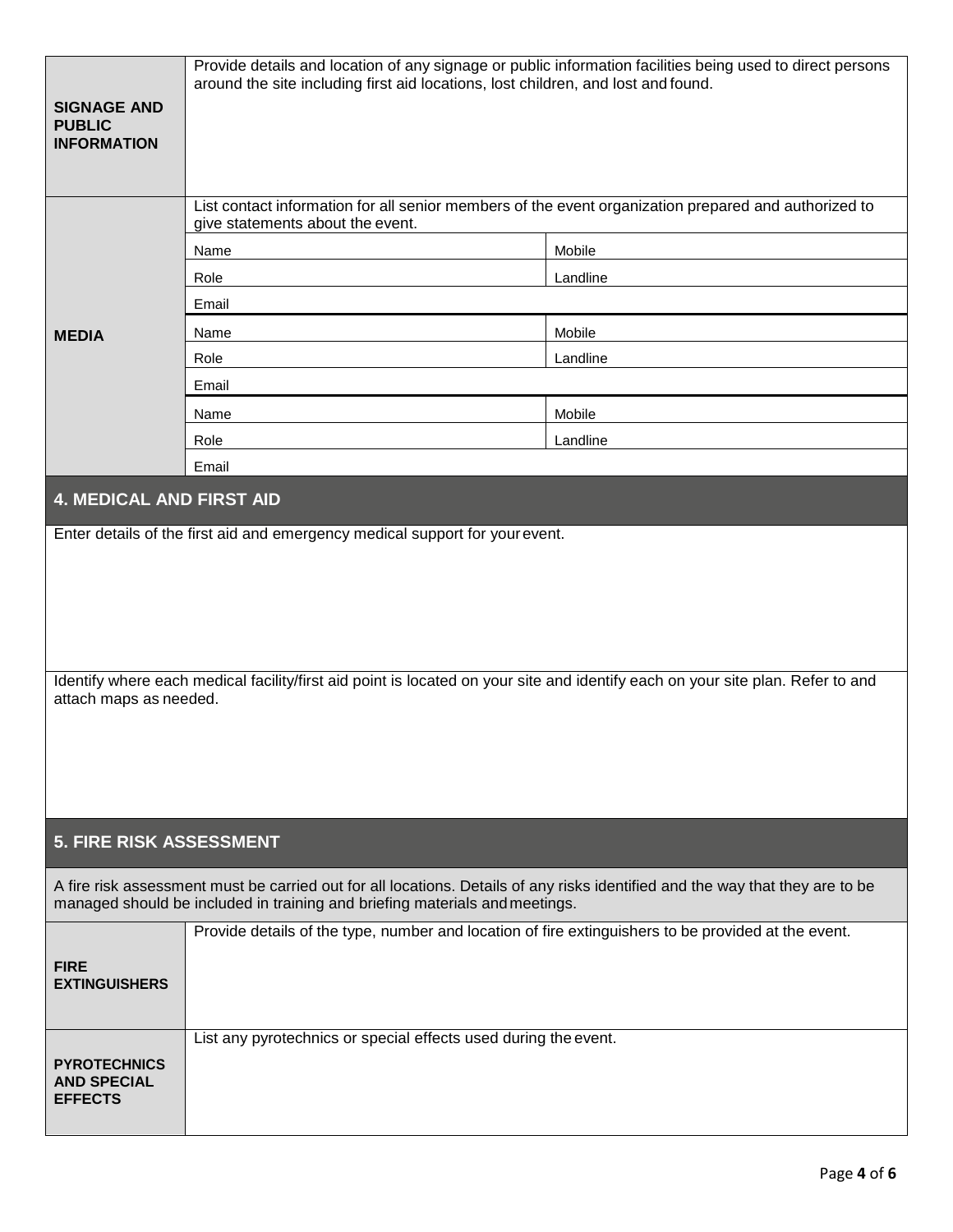| | | |
|---|---|---|
| **SIGNAGE AND PUBLIC INFORMATION** | Provide details and location of any signage or public information facilities being used to direct persons around the site including first aid locations, lost children, and lost and found. | |
| **MEDIA** | List contact information for all senior members of the event organization prepared and authorized to give statements about the event. | |
| | Name | Mobile |
| | Role | Landline |
| | Email | |
| | Name | Mobile |
| | Role | Landline |
| | Email | |
| | Name | Mobile |
| | Role | Landline |
| | Email | |

## 4. MEDICAL AND FIRST AID

Enter details of the first aid and emergency medical support for your event.

Identify where each medical facility/first aid point is located on your site and identify each on your site plan. Refer to and attach maps as needed.

## 5. FIRE RISK ASSESSMENT

A fire risk assessment must be carried out for all locations. Details of any risks identified and the way that they are to be managed should be included in training and briefing materials and meetings.

| | |
|---|---|
| **FIRE EXTINGUISHERS** | Provide details of the type, number and location of fire extinguishers to be provided at the event. |
| **PYROTECHNICS AND SPECIAL EFFECTS** | List any pyrotechnics or special effects used during the event. |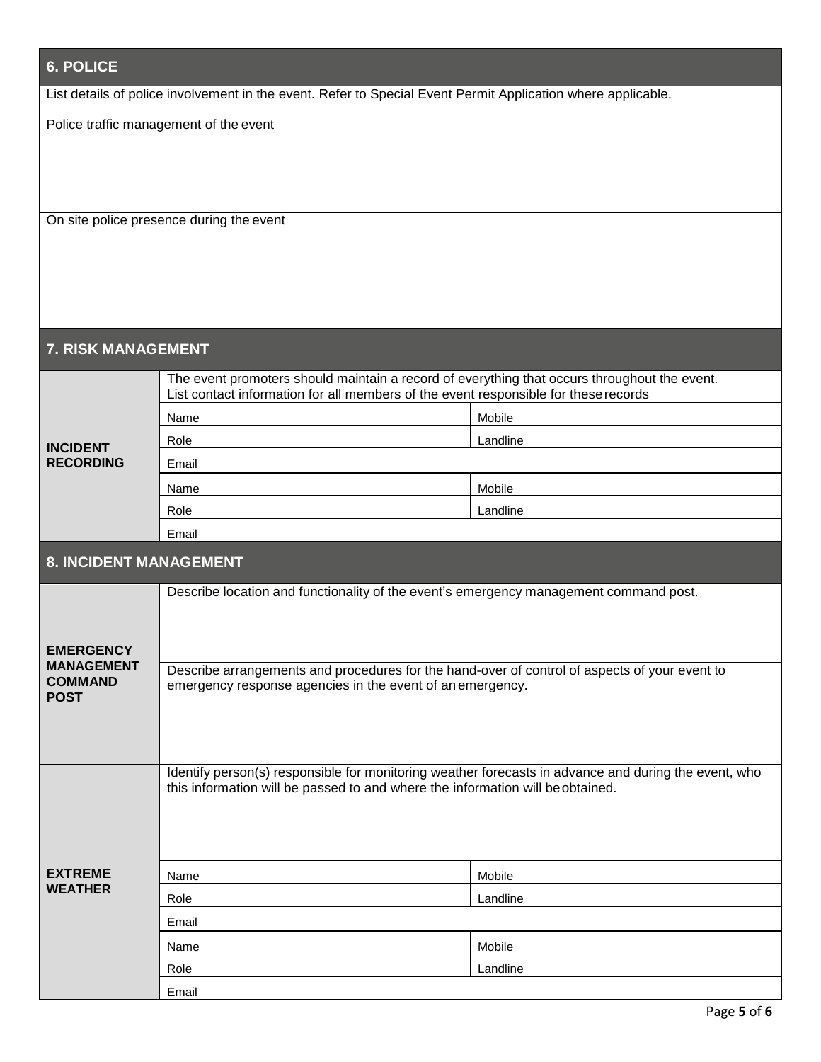## 6. POLICE

List details of police involvement in the event. Refer to Special Event Permit Application where applicable.

Police traffic management of the event

On site police presence during the event

## 7. RISK MANAGEMENT

| | | |
|---|---|---|
| **INCIDENT RECORDING** | The event promoters should maintain a record of everything that occurs throughout the event. List contact information for all members of the event responsible for these records | |
| | Name | Mobile |
| | Role | Landline |
| | Email | |
| | Name | Mobile |
| | Role | Landline |
| | Email | |

## 8. INCIDENT MANAGEMENT

| | | |
|---|---|---|
| **EMERGENCY MANAGEMENT COMMAND POST** | Describe location and functionality of the event's emergency management command post. | |
| | Describe arrangements and procedures for the hand-over of control of aspects of your event to emergency response agencies in the event of an emergency. | |
| **EXTREME WEATHER** | Identify person(s) responsible for monitoring weather forecasts in advance and during the event, who this information will be passed to and where the information will be obtained. | |
| | Name | Mobile |
| | Role | Landline |
| | Email | |
| | Name | Mobile |
| | Role | Landline |
| | Email | |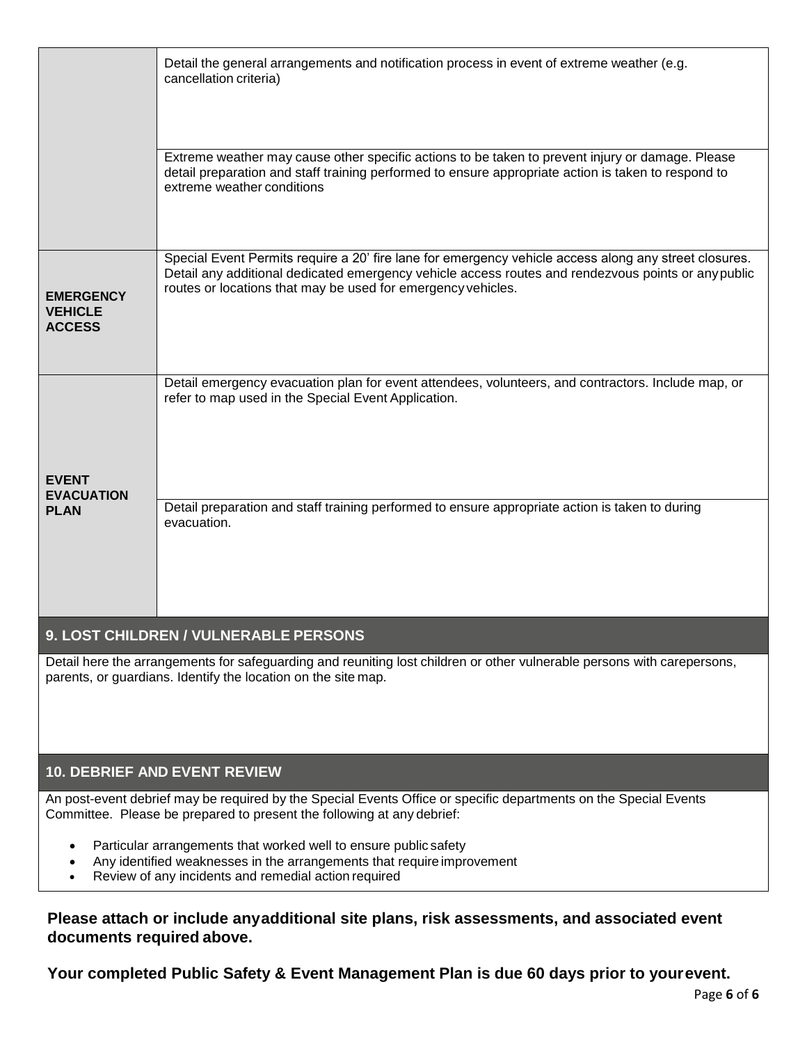| | |
|---|---|
| | Detail the general arrangements and notification process in event of extreme weather (e.g. cancellation criteria) |
| | Extreme weather may cause other specific actions to be taken to prevent injury or damage. Please detail preparation and staff training performed to ensure appropriate action is taken to respond to extreme weather conditions |
| **EMERGENCY VEHICLE ACCESS** | Special Event Permits require a 20' fire lane for emergency vehicle access along any street closures. Detail any additional dedicated emergency vehicle access routes and rendezvous points or any public routes or locations that may be used for emergency vehicles. |
| **EVENT EVACUATION PLAN** | Detail emergency evacuation plan for event attendees, volunteers, and contractors. Include map, or refer to map used in the Special Event Application. |
| | Detail preparation and staff training performed to ensure appropriate action is taken to during evacuation. |

## 9. LOST CHILDREN / VULNERABLE PERSONS

Detail here the arrangements for safeguarding and reuniting lost children or other vulnerable persons with carepersons, parents, or guardians. Identify the location on the site map.

## 10. DEBRIEF AND EVENT REVIEW

An post-event debrief may be required by the Special Events Office or specific departments on the Special Events Committee. Please be prepared to present the following at any debrief:

- Particular arrangements that worked well to ensure public safety
- Any identified weaknesses in the arrangements that require improvement
- Review of any incidents and remedial action required

**Please attach or include any additional site plans, risk assessments, and associated event documents required above.**

**Your completed Public Safety & Event Management Plan is due 60 days prior to your event.**